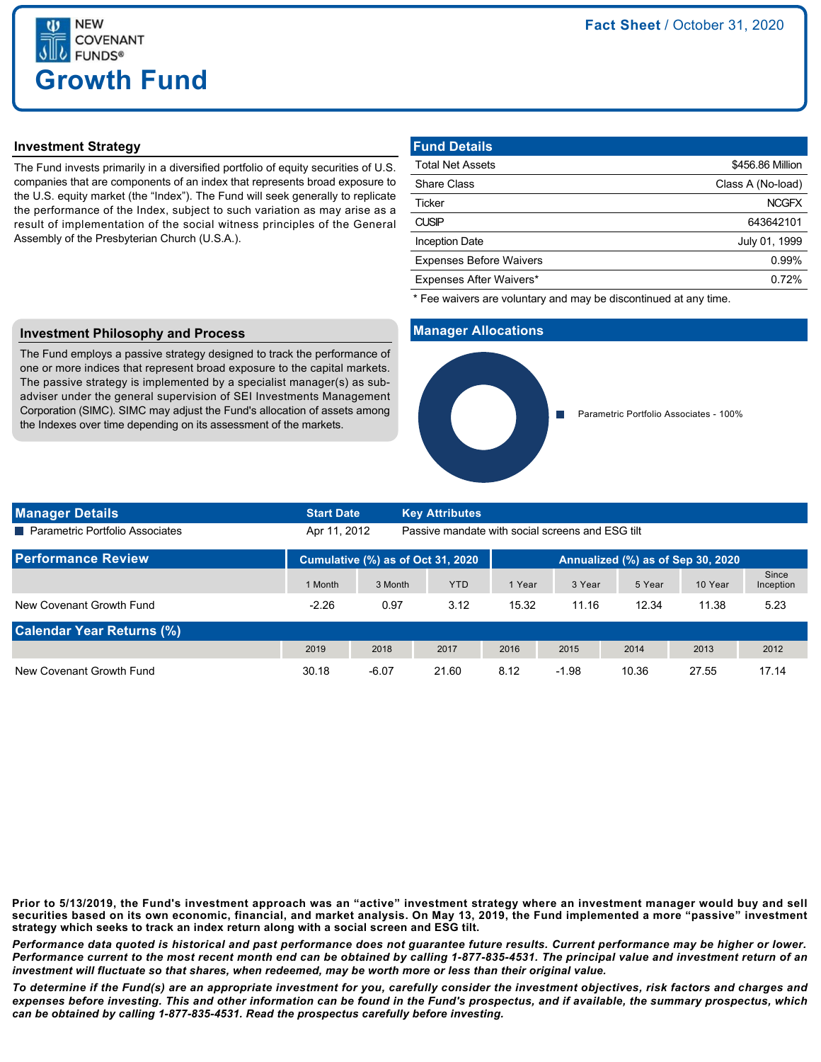NEW COVENANT FUNDS®

# Growth Fund

**Fact Sheet** / October 31, 2020

## Investment Strategy

The Fund invests primarily in a diversified portfolio of equity securities of U.S. companies that are components of an index that represents broad exposure to the U.S. equity market (the "Index"). The Fund will seek generally to replicate the performance of the Index, subject to such variation as may arise as a result of implementation of the social witness principles of the General Assembly of the Presbyterian Church (U.S.A.).

## Fund Details

| | |
|---|---|
| Total Net Assets | $456.86 Million |
| Share Class | Class A (No-load) |
| Ticker | NCGFX |
| CUSIP | 643642101 |
| Inception Date | July 01, 1999 |
| Expenses Before Waivers | 0.99% |
| Expenses After Waivers* | 0.72% |

\* Fee waivers are voluntary and may be discontinued at any time.

## Investment Philosophy and Process

The Fund employs a passive strategy designed to track the performance of one or more indices that represent broad exposure to the capital markets. The passive strategy is implemented by a specialist manager(s) as sub-adviser under the general supervision of SEI Investments Management Corporation (SIMC). SIMC may adjust the Fund's allocation of assets among the Indexes over time depending on its assessment of the markets.

## Manager Allocations

Parametric Portfolio Associates - 100%

## Manager Details

| Manager Details | Start Date | Key Attributes |
|---|---|---|
| Parametric Portfolio Associates | Apr 11, 2012 | Passive mandate with social screens and ESG tilt |

## Performance Review

| Performance Review | Cumulative (%) as of Oct 31, 2020 | | | Annualized (%) as of Sep 30, 2020 | | | | |
|---|---|---|---|---|---|---|---|---|
| | 1 Month | 3 Month | YTD | 1 Year | 3 Year | 5 Year | 10 Year | Since Inception |
| New Covenant Growth Fund | -2.26 | 0.97 | 3.12 | 15.32 | 11.16 | 12.34 | 11.38 | 5.23 |

## Calendar Year Returns (%)

| | 2019 | 2018 | 2017 | 2016 | 2015 | 2014 | 2013 | 2012 |
|---|---|---|---|---|---|---|---|---|
| New Covenant Growth Fund | 30.18 | -6.07 | 21.60 | 8.12 | -1.98 | 10.36 | 27.55 | 17.14 |

**Prior to 5/13/2019, the Fund's investment approach was an "active" investment strategy where an investment manager would buy and sell securities based on its own economic, financial, and market analysis. On May 13, 2019, the Fund implemented a more "passive" investment strategy which seeks to track an index return along with a social screen and ESG tilt.**

***Performance data quoted is historical and past performance does not guarantee future results. Current performance may be higher or lower. Performance current to the most recent month end can be obtained by calling 1-877-835-4531. The principal value and investment return of an investment will fluctuate so that shares, when redeemed, may be worth more or less than their original value.***

***To determine if the Fund(s) are an appropriate investment for you, carefully consider the investment objectives, risk factors and charges and expenses before investing. This and other information can be found in the Fund's prospectus, and if available, the summary prospectus, which can be obtained by calling 1-877-835-4531. Read the prospectus carefully before investing.***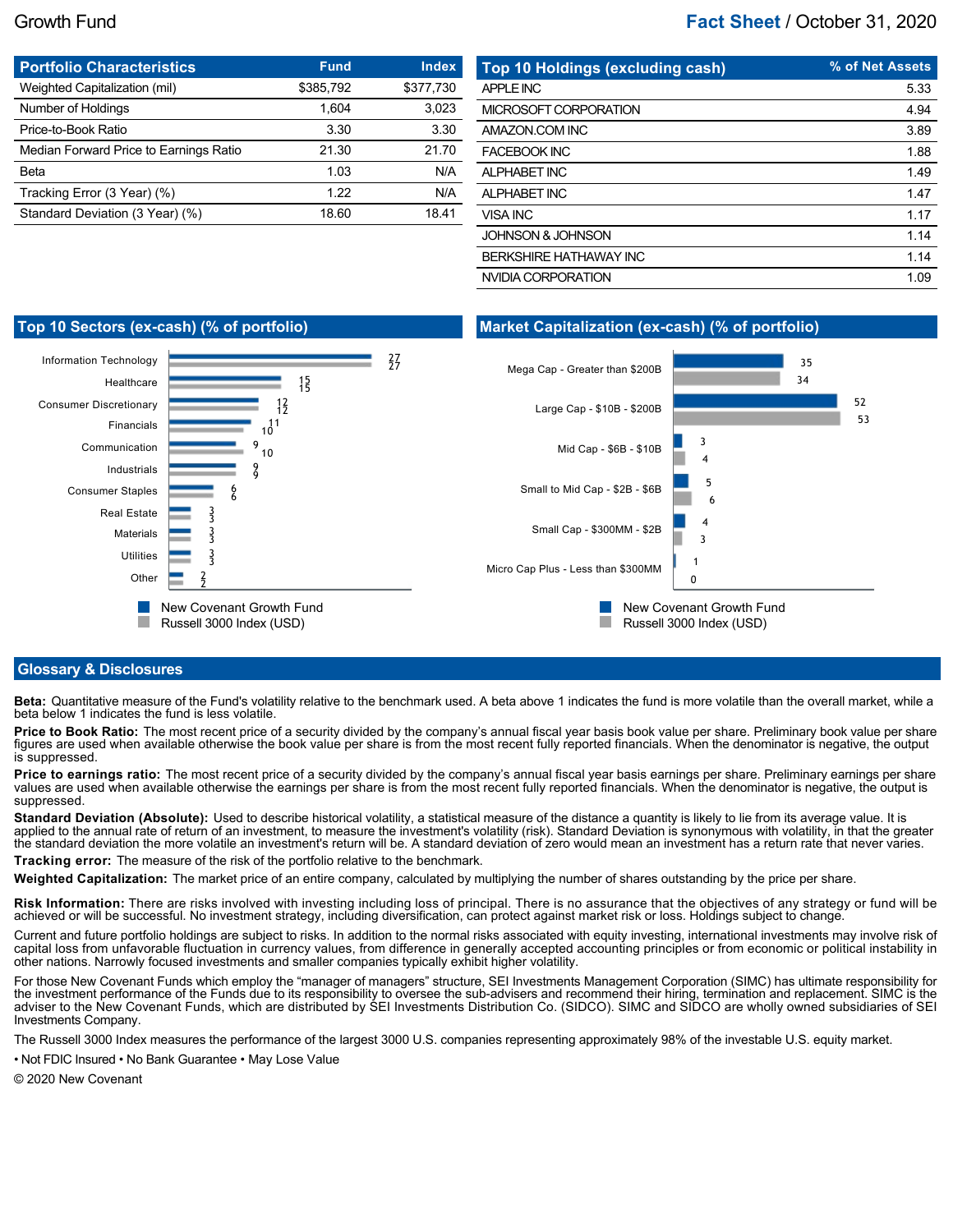Growth Fund

**Fact Sheet** / October 31, 2020

## Portfolio Characteristics

| Portfolio Characteristics | Fund | Index |
|---|---|---|
| Weighted Capitalization (mil) | $385,792 | $377,730 |
| Number of Holdings | 1,604 | 3,023 |
| Price-to-Book Ratio | 3.30 | 3.30 |
| Median Forward Price to Earnings Ratio | 21.30 | 21.70 |
| Beta | 1.03 | N/A |
| Tracking Error (3 Year) (%) | 1.22 | N/A |
| Standard Deviation (3 Year) (%) | 18.60 | 18.41 |

## Top 10 Holdings (excluding cash)

| Top 10 Holdings (excluding cash) | % of Net Assets |
|---|---|
| APPLE INC | 5.33 |
| MICROSOFT CORPORATION | 4.94 |
| AMAZON.COM INC | 3.89 |
| FACEBOOK INC | 1.88 |
| ALPHABET INC | 1.49 |
| ALPHABET INC | 1.47 |
| VISA INC | 1.17 |
| JOHNSON & JOHNSON | 1.14 |
| BERKSHIRE HATHAWAY INC | 1.14 |
| NVIDIA CORPORATION | 1.09 |

## Top 10 Sectors (ex-cash) (% of portfolio)

Information Technology 27 27
Healthcare 15 15
Consumer Discretionary 12 12
Financials 11 10
Communication 9 10
Industrials 9 9
Consumer Staples 6 6
Real Estate 3 3
Materials 3 3
Utilities 3 3
Other 2 2

New Covenant Growth Fund
Russell 3000 Index (USD)

## Market Capitalization (ex-cash) (% of portfolio)

Mega Cap - Greater than $200B 35 34
Large Cap - $10B - $200B 52 53
Mid Cap - $6B - $10B 3 4
Small to Mid Cap - $2B - $6B 5 6
Small Cap - $300MM - $2B 4 3
Micro Cap Plus - Less than $300MM 1 0

New Covenant Growth Fund
Russell 3000 Index (USD)

## Glossary & Disclosures

**Beta:** Quantitative measure of the Fund's volatility relative to the benchmark used. A beta above 1 indicates the fund is more volatile than the overall market, while a beta below 1 indicates the fund is less volatile.

**Price to Book Ratio:** The most recent price of a security divided by the company's annual fiscal year basis book value per share. Preliminary book value per share figures are used when available otherwise the book value per share is from the most recent fully reported financials. When the denominator is negative, the output is suppressed.

**Price to earnings ratio:** The most recent price of a security divided by the company's annual fiscal year basis earnings per share. Preliminary earnings per share values are used when available otherwise the earnings per share is from the most recent fully reported financials. When the denominator is negative, the output is suppressed.

**Standard Deviation (Absolute):** Used to describe historical volatility, a statistical measure of the distance a quantity is likely to lie from its average value. It is applied to the annual rate of return of an investment, to measure the investment's volatility (risk). Standard Deviation is synonymous with volatility, in that the greater the standard deviation the more volatile an investment's return will be. A standard deviation of zero would mean an investment has a return rate that never varies.

**Tracking error:** The measure of the risk of the portfolio relative to the benchmark.

**Weighted Capitalization:** The market price of an entire company, calculated by multiplying the number of shares outstanding by the price per share.

**Risk Information:** There are risks involved with investing including loss of principal. There is no assurance that the objectives of any strategy or fund will be achieved or will be successful. No investment strategy, including diversification, can protect against market risk or loss. Holdings subject to change.

Current and future portfolio holdings are subject to risks. In addition to the normal risks associated with equity investing, international investments may involve risk of capital loss from unfavorable fluctuation in currency values, from difference in generally accepted accounting principles or from economic or political instability in other nations. Narrowly focused investments and smaller companies typically exhibit higher volatility.

For those New Covenant Funds which employ the "manager of managers" structure, SEI Investments Management Corporation (SIMC) has ultimate responsibility for the investment performance of the Funds due to its responsibility to oversee the sub-advisers and recommend their hiring, termination and replacement. SIMC is the adviser to the New Covenant Funds, which are distributed by SEI Investments Distribution Co. (SIDCO). SIMC and SIDCO are wholly owned subsidiaries of SEI Investments Company.

The Russell 3000 Index measures the performance of the largest 3000 U.S. companies representing approximately 98% of the investable U.S. equity market.

• Not FDIC Insured • No Bank Guarantee • May Lose Value

© 2020 New Covenant